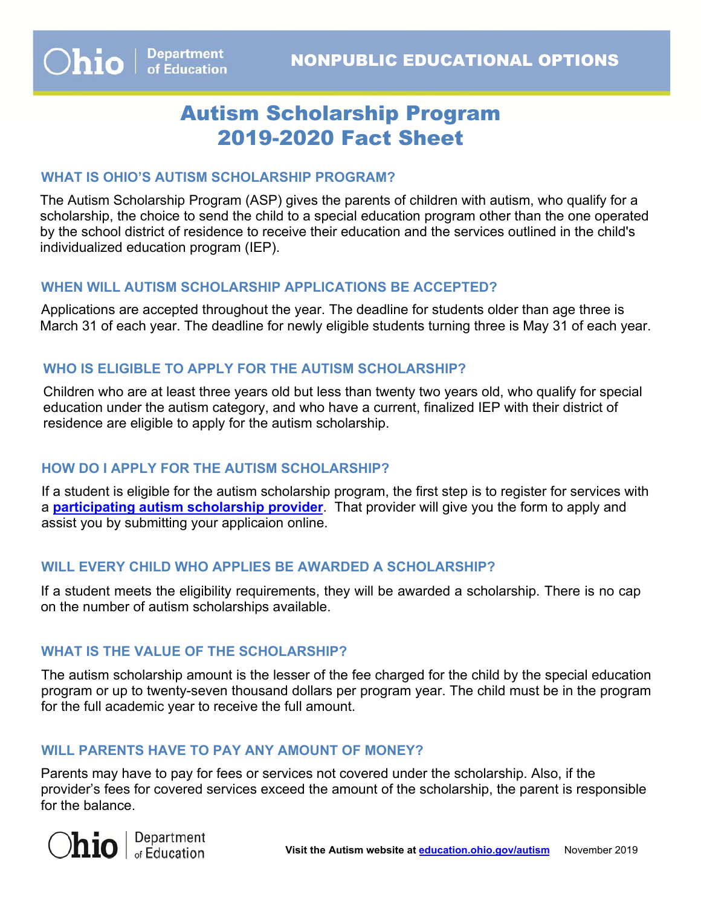NONPUBLIC EDUCATIONAL OPTIONS

# Autism Scholarship Program 2019-2020 Fact Sheet

## WHAT IS OHIO'S AUTISM SCHOLARSHIP PROGRAM?

The Autism Scholarship Program (ASP) gives the parents of children with autism, who qualify for a scholarship, the choice to send the child to a special education program other than the one operated by the school district of residence to receive their education and the services outlined in the child's individualized education program (IEP).

## WHEN WILL AUTISM SCHOLARSHIP APPLICATIONS BE ACCEPTED?

Applications are accepted throughout the year. The deadline for students older than age three is March 31 of each year. The deadline for newly eligible students turning three is May 31 of each year.

## WHO IS ELIGIBLE TO APPLY FOR THE AUTISM SCHOLARSHIP?

Children who are at least three years old but less than twenty two years old, who qualify for special education under the autism category, and who have a current, finalized IEP with their district of residence are eligible to apply for the autism scholarship.

## HOW DO I APPLY FOR THE AUTISM SCHOLARSHIP?

If a student is eligible for the autism scholarship program, the first step is to register for services with a **participating autism scholarship provider**. That provider will give you the form to apply and assist you by submitting your applicaion online.

## WILL EVERY CHILD WHO APPLIES BE AWARDED A SCHOLARSHIP?

If a student meets the eligibility requirements, they will be awarded a scholarship. There is no cap on the number of autism scholarships available.

## WHAT IS THE VALUE OF THE SCHOLARSHIP?

The autism scholarship amount is the lesser of the fee charged for the child by the special education program or up to twenty-seven thousand dollars per program year. The child must be in the program for the full academic year to receive the full amount.

## WILL PARENTS HAVE TO PAY ANY AMOUNT OF MONEY?

Parents may have to pay for fees or services not covered under the scholarship. Also, if the provider's fees for covered services exceed the amount of the scholarship, the parent is responsible for the balance.

**Visit the Autism website at education.ohio.gov/autism** November 2019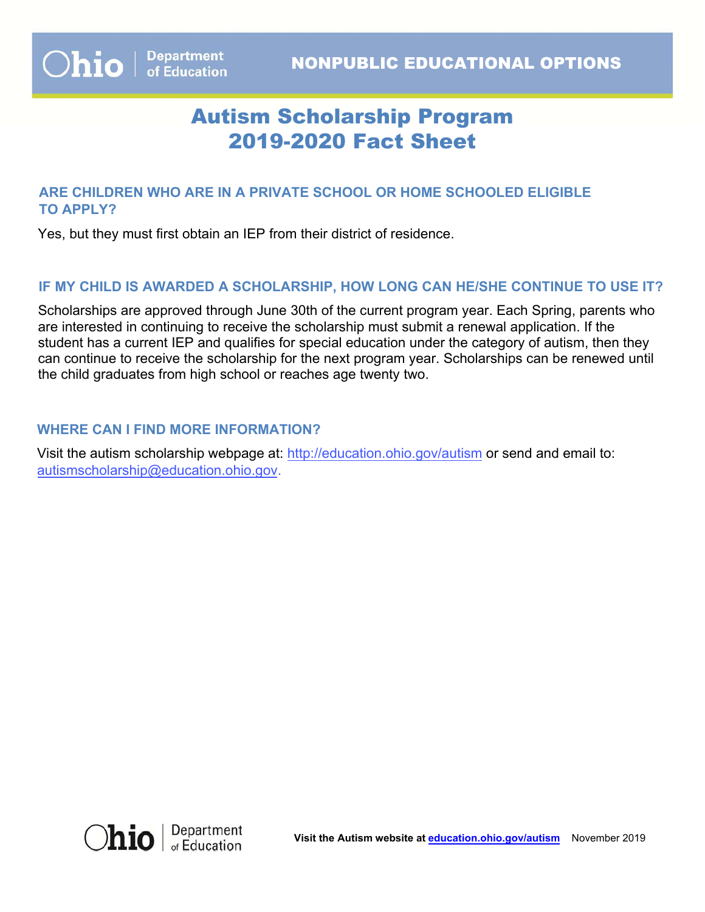## ARE CHILDREN WHO ARE IN A PRIVATE SCHOOL OR HOME SCHOOLED ELIGIBLE TO APPLY?

Yes, but they must first obtain an IEP from their district of residence.

## IF MY CHILD IS AWARDED A SCHOLARSHIP, HOW LONG CAN HE/SHE CONTINUE TO USE IT?

Scholarships are approved through June 30th of the current program year. Each Spring, parents who are interested in continuing to receive the scholarship must submit a renewal application. If the student has a current IEP and qualifies for special education under the category of autism, then they can continue to receive the scholarship for the next program year. Scholarships can be renewed until the child graduates from high school or reaches age twenty two.

## WHERE CAN I FIND MORE INFORMATION?

Visit the autism scholarship webpage at: http://education.ohio.gov/autism or send and email to: autismscholarship@education.ohio.gov.